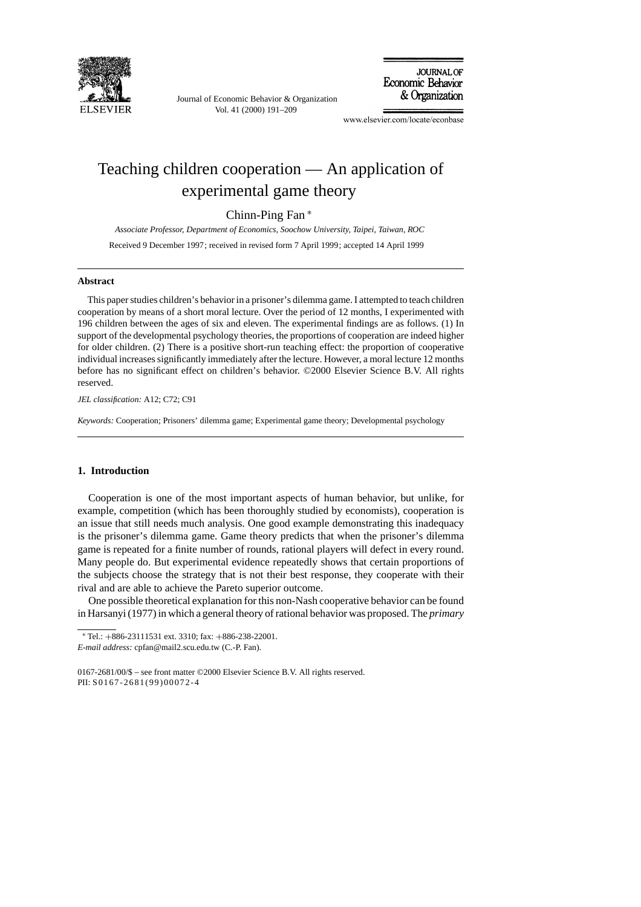# Teaching children cooperation — An application of experimental game theory

Chinn-Ping Fan *

*Associate Professor, Department of Economics, Soochow University, Taipei, Taiwan, ROC*

Received 9 December 1997; received in revised form 7 April 1999; accepted 14 April 1999

---

**Abstract**

This paper studies children's behavior in a prisoner's dilemma game. I attempted to teach children cooperation by means of a short moral lecture. Over the period of 12 months, I experimented with 196 children between the ages of six and eleven. The experimental findings are as follows. (1) In support of the developmental psychology theories, the proportions of cooperation are indeed higher for older children. (2) There is a positive short-run teaching effect: the proportion of cooperative individual increases significantly immediately after the lecture. However, a moral lecture 12 months before has no significant effect on children's behavior. ©2000 Elsevier Science B.V. All rights reserved.

*JEL classification:* A12; C72; C91

*Keywords:* Cooperation; Prisoners' dilemma game; Experimental game theory; Developmental psychology

---

## 1. Introduction

Cooperation is one of the most important aspects of human behavior, but unlike, for example, competition (which has been thoroughly studied by economists), cooperation is an issue that still needs much analysis. One good example demonstrating this inadequacy is the prisoner's dilemma game. Game theory predicts that when the prisoner's dilemma game is repeated for a finite number of rounds, rational players will defect in every round. Many people do. But experimental evidence repeatedly shows that certain proportions of the subjects choose the strategy that is not their best response, they cooperate with their rival and are able to achieve the Pareto superior outcome.

One possible theoretical explanation for this non-Nash cooperative behavior can be found in Harsanyi (1977) in which a general theory of rational behavior was proposed. The *primary*

---

* Tel.: +886-23111531 ext. 3310; fax: +886-238-22001.
*E-mail address:* cpfan@mail2.scu.edu.tw (C.-P. Fan).

0167-2681/00/$ – see front matter ©2000 Elsevier Science B.V. All rights reserved.
PII: S0167-2681(99)00072-4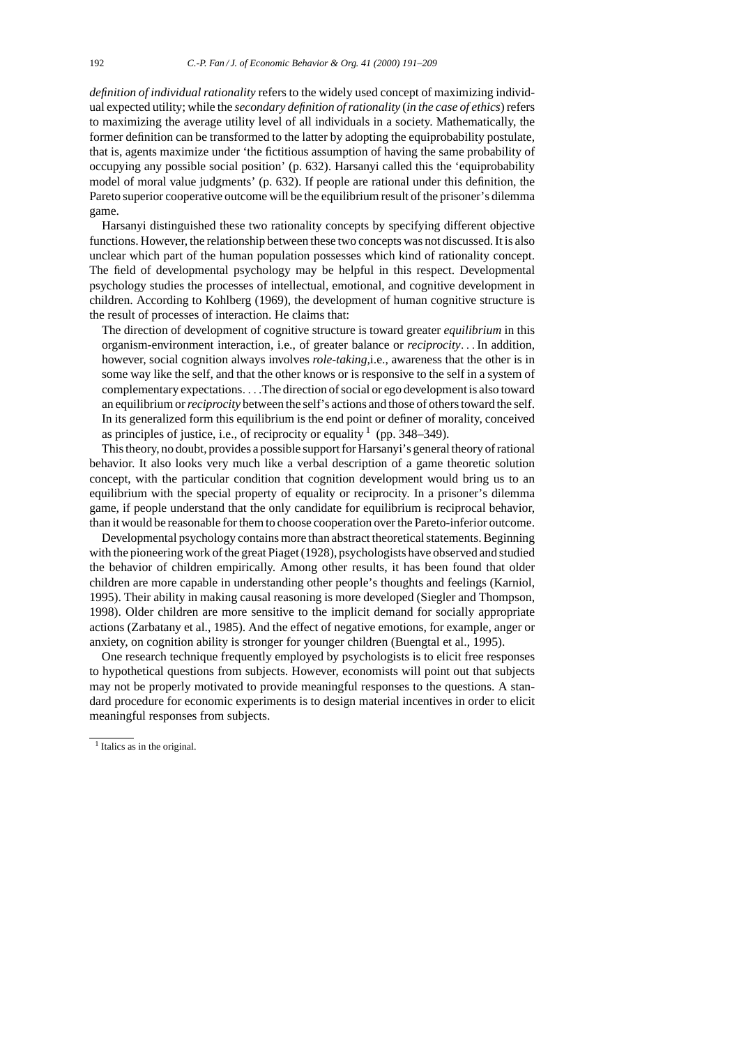*definition of individual rationality* refers to the widely used concept of maximizing individual expected utility; while the *secondary definition of rationality* (*in the case of ethics*) refers to maximizing the average utility level of all individuals in a society. Mathematically, the former definition can be transformed to the latter by adopting the equiprobability postulate, that is, agents maximize under 'the fictitious assumption of having the same probability of occupying any possible social position' (p. 632). Harsanyi called this the 'equiprobability model of moral value judgments' (p. 632). If people are rational under this definition, the Pareto superior cooperative outcome will be the equilibrium result of the prisoner's dilemma game.

Harsanyi distinguished these two rationality concepts by specifying different objective functions. However, the relationship between these two concepts was not discussed. It is also unclear which part of the human population possesses which kind of rationality concept. The field of developmental psychology may be helpful in this respect. Developmental psychology studies the processes of intellectual, emotional, and cognitive development in children. According to Kohlberg (1969), the development of human cognitive structure is the result of processes of interaction. He claims that:

> The direction of development of cognitive structure is toward greater *equilibrium* in this organism-environment interaction, i.e., of greater balance or *reciprocity*. . . In addition, however, social cognition always involves *role-taking*,i.e., awareness that the other is in some way like the self, and that the other knows or is responsive to the self in a system of complementary expectations. . . . The direction of social or ego development is also toward an equilibrium or *reciprocity* between the self's actions and those of others toward the self. In its generalized form this equilibrium is the end point or definer of morality, conceived as principles of justice, i.e., of reciprocity or equality [1] (pp. 348–349).

This theory, no doubt, provides a possible support for Harsanyi's general theory of rational behavior. It also looks very much like a verbal description of a game theoretic solution concept, with the particular condition that cognition development would bring us to an equilibrium with the special property of equality or reciprocity. In a prisoner's dilemma game, if people understand that the only candidate for equilibrium is reciprocal behavior, than it would be reasonable for them to choose cooperation over the Pareto-inferior outcome.

Developmental psychology contains more than abstract theoretical statements. Beginning with the pioneering work of the great Piaget (1928), psychologists have observed and studied the behavior of children empirically. Among other results, it has been found that older children are more capable in understanding other people's thoughts and feelings (Karniol, 1995). Their ability in making causal reasoning is more developed (Siegler and Thompson, 1998). Older children are more sensitive to the implicit demand for socially appropriate actions (Zarbatany et al., 1985). And the effect of negative emotions, for example, anger or anxiety, on cognition ability is stronger for younger children (Buengtal et al., 1995).

One research technique frequently employed by psychologists is to elicit free responses to hypothetical questions from subjects. However, economists will point out that subjects may not be properly motivated to provide meaningful responses to the questions. A standard procedure for economic experiments is to design material incentives in order to elicit meaningful responses from subjects.

[1] Italics as in the original.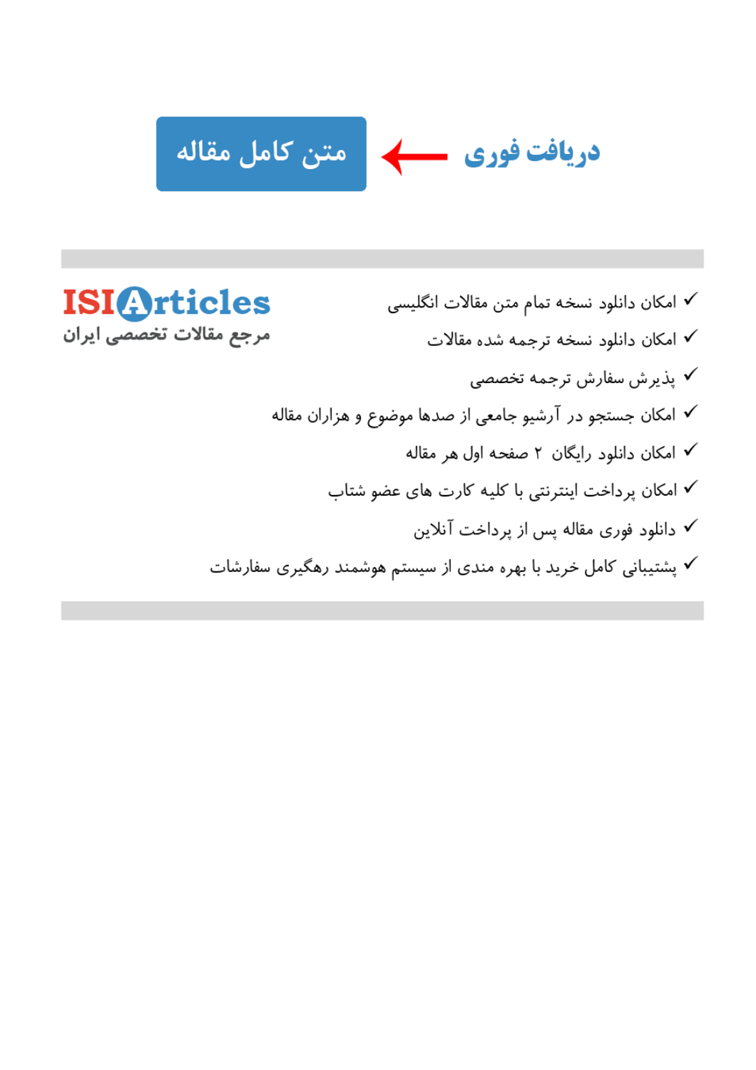دریافت فوری ← متن کامل مقاله

**ISIArticles**
مرجع مقالات تخصصی ایران

- ✓ امکان دانلود نسخه تمام متن مقالات انگلیسی
- ✓ امکان دانلود نسخه ترجمه شده مقالات
- ✓ پذیرش سفارش ترجمه تخصصی
- ✓ امکان جستجو در آرشیو جامعی از صدها موضوع و هزاران مقاله
- ✓ امکان دانلود رایگان ۲ صفحه اول هر مقاله
- ✓ امکان پرداخت اینترنتی با کلیه کارت های عضو شتاب
- ✓ دانلود فوری مقاله پس از پرداخت آنلاین
- ✓ پشتیبانی کامل خرید با بهره مندی از سیستم هوشمند رهگیری سفارشات